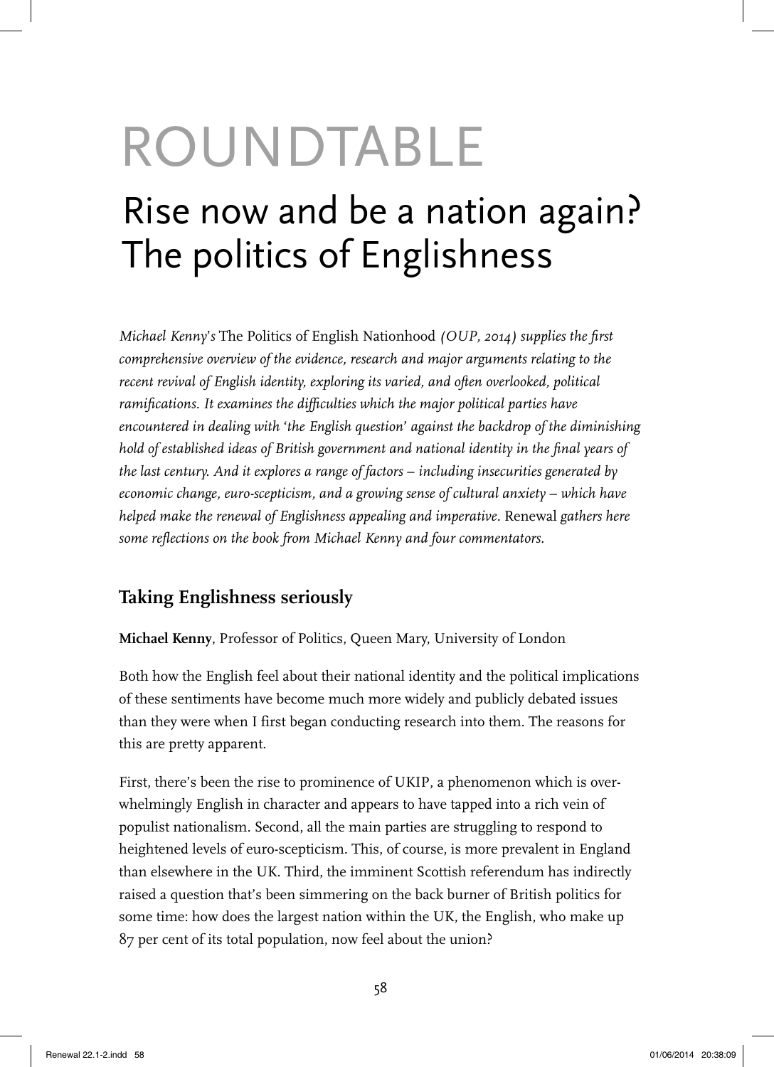# ROUNDTABLE

## Rise now and be a nation again? The politics of Englishness

*Michael Kenny's* The Politics of English Nationhood *(OUP, 2014) supplies the first comprehensive overview of the evidence, research and major arguments relating to the recent revival of English identity, exploring its varied, and often overlooked, political ramifications. It examines the difficulties which the major political parties have encountered in dealing with 'the English question' against the backdrop of the diminishing hold of established ideas of British government and national identity in the final years of the last century. And it explores a range of factors – including insecurities generated by economic change, euro-scepticism, and a growing sense of cultural anxiety – which have helped make the renewal of Englishness appealing and imperative.* Renewal *gathers here some reflections on the book from Michael Kenny and four commentators.*

### Taking Englishness seriously

**Michael Kenny**, Professor of Politics, Queen Mary, University of London

Both how the English feel about their national identity and the political implications of these sentiments have become much more widely and publicly debated issues than they were when I first began conducting research into them. The reasons for this are pretty apparent.

First, there's been the rise to prominence of UKIP, a phenomenon which is overwhelmingly English in character and appears to have tapped into a rich vein of populist nationalism. Second, all the main parties are struggling to respond to heightened levels of euro-scepticism. This, of course, is more prevalent in England than elsewhere in the UK. Third, the imminent Scottish referendum has indirectly raised a question that's been simmering on the back burner of British politics for some time: how does the largest nation within the UK, the English, who make up 87 per cent of its total population, now feel about the union?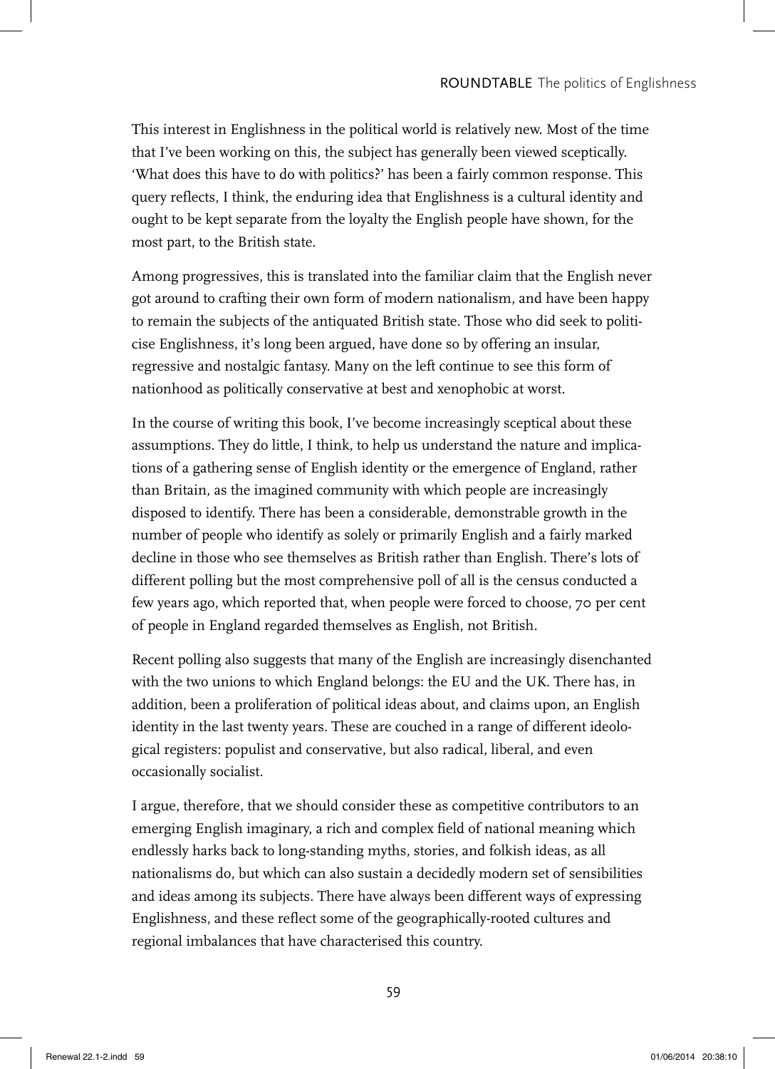This interest in Englishness in the political world is relatively new. Most of the time that I've been working on this, the subject has generally been viewed sceptically. 'What does this have to do with politics?' has been a fairly common response. This query reflects, I think, the enduring idea that Englishness is a cultural identity and ought to be kept separate from the loyalty the English people have shown, for the most part, to the British state.

Among progressives, this is translated into the familiar claim that the English never got around to crafting their own form of modern nationalism, and have been happy to remain the subjects of the antiquated British state. Those who did seek to politicise Englishness, it's long been argued, have done so by offering an insular, regressive and nostalgic fantasy. Many on the left continue to see this form of nationhood as politically conservative at best and xenophobic at worst.

In the course of writing this book, I've become increasingly sceptical about these assumptions. They do little, I think, to help us understand the nature and implications of a gathering sense of English identity or the emergence of England, rather than Britain, as the imagined community with which people are increasingly disposed to identify. There has been a considerable, demonstrable growth in the number of people who identify as solely or primarily English and a fairly marked decline in those who see themselves as British rather than English. There's lots of different polling but the most comprehensive poll of all is the census conducted a few years ago, which reported that, when people were forced to choose, 70 per cent of people in England regarded themselves as English, not British.

Recent polling also suggests that many of the English are increasingly disenchanted with the two unions to which England belongs: the EU and the UK. There has, in addition, been a proliferation of political ideas about, and claims upon, an English identity in the last twenty years. These are couched in a range of different ideological registers: populist and conservative, but also radical, liberal, and even occasionally socialist.

I argue, therefore, that we should consider these as competitive contributors to an emerging English imaginary, a rich and complex field of national meaning which endlessly harks back to long-standing myths, stories, and folkish ideas, as all nationalisms do, but which can also sustain a decidedly modern set of sensibilities and ideas among its subjects. There have always been different ways of expressing Englishness, and these reflect some of the geographically-rooted cultures and regional imbalances that have characterised this country.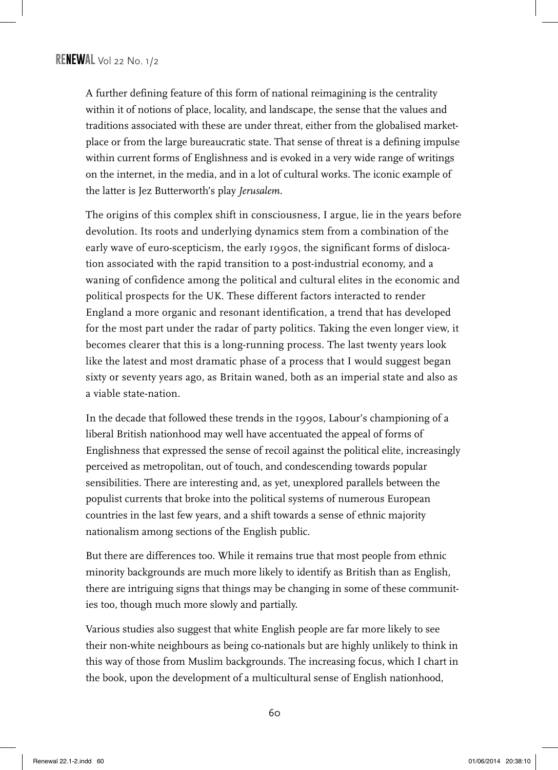A further defining feature of this form of national reimagining is the centrality within it of notions of place, locality, and landscape, the sense that the values and traditions associated with these are under threat, either from the globalised marketplace or from the large bureaucratic state. That sense of threat is a defining impulse within current forms of Englishness and is evoked in a very wide range of writings on the internet, in the media, and in a lot of cultural works. The iconic example of the latter is Jez Butterworth's play *Jerusalem*.

The origins of this complex shift in consciousness, I argue, lie in the years before devolution. Its roots and underlying dynamics stem from a combination of the early wave of euro-scepticism, the early 1990s, the significant forms of dislocation associated with the rapid transition to a post-industrial economy, and a waning of confidence among the political and cultural elites in the economic and political prospects for the UK. These different factors interacted to render England a more organic and resonant identification, a trend that has developed for the most part under the radar of party politics. Taking the even longer view, it becomes clearer that this is a long-running process. The last twenty years look like the latest and most dramatic phase of a process that I would suggest began sixty or seventy years ago, as Britain waned, both as an imperial state and also as a viable state-nation.

In the decade that followed these trends in the 1990s, Labour's championing of a liberal British nationhood may well have accentuated the appeal of forms of Englishness that expressed the sense of recoil against the political elite, increasingly perceived as metropolitan, out of touch, and condescending towards popular sensibilities. There are interesting and, as yet, unexplored parallels between the populist currents that broke into the political systems of numerous European countries in the last few years, and a shift towards a sense of ethnic majority nationalism among sections of the English public.

But there are differences too. While it remains true that most people from ethnic minority backgrounds are much more likely to identify as British than as English, there are intriguing signs that things may be changing in some of these communities too, though much more slowly and partially.

Various studies also suggest that white English people are far more likely to see their non-white neighbours as being co-nationals but are highly unlikely to think in this way of those from Muslim backgrounds. The increasing focus, which I chart in the book, upon the development of a multicultural sense of English nationhood,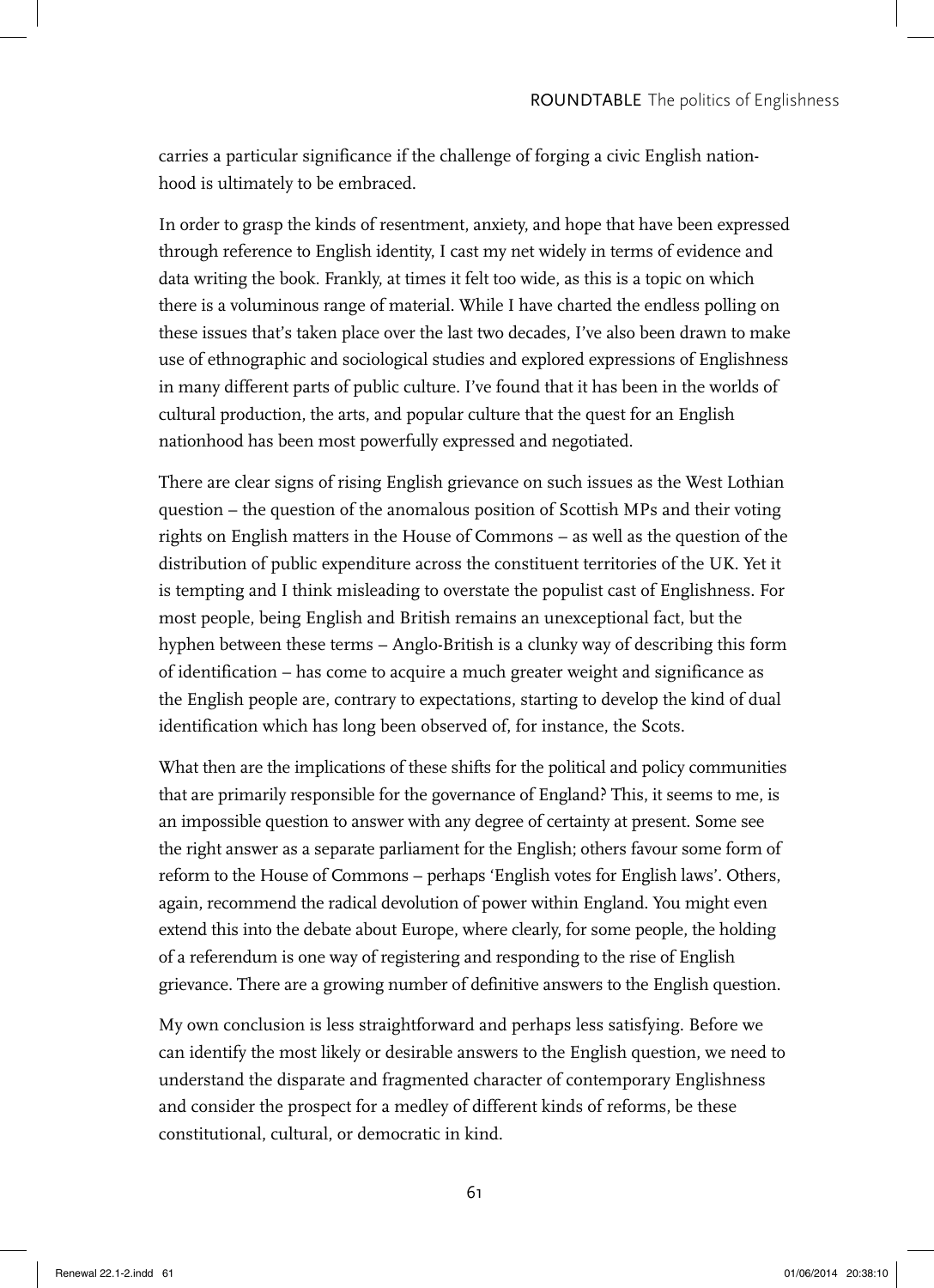carries a particular significance if the challenge of forging a civic English nationhood is ultimately to be embraced.

In order to grasp the kinds of resentment, anxiety, and hope that have been expressed through reference to English identity, I cast my net widely in terms of evidence and data writing the book. Frankly, at times it felt too wide, as this is a topic on which there is a voluminous range of material. While I have charted the endless polling on these issues that's taken place over the last two decades, I've also been drawn to make use of ethnographic and sociological studies and explored expressions of Englishness in many different parts of public culture. I've found that it has been in the worlds of cultural production, the arts, and popular culture that the quest for an English nationhood has been most powerfully expressed and negotiated.

There are clear signs of rising English grievance on such issues as the West Lothian question – the question of the anomalous position of Scottish MPs and their voting rights on English matters in the House of Commons – as well as the question of the distribution of public expenditure across the constituent territories of the UK. Yet it is tempting and I think misleading to overstate the populist cast of Englishness. For most people, being English and British remains an unexceptional fact, but the hyphen between these terms – Anglo-British is a clunky way of describing this form of identification – has come to acquire a much greater weight and significance as the English people are, contrary to expectations, starting to develop the kind of dual identification which has long been observed of, for instance, the Scots.

What then are the implications of these shifts for the political and policy communities that are primarily responsible for the governance of England? This, it seems to me, is an impossible question to answer with any degree of certainty at present. Some see the right answer as a separate parliament for the English; others favour some form of reform to the House of Commons – perhaps 'English votes for English laws'. Others, again, recommend the radical devolution of power within England. You might even extend this into the debate about Europe, where clearly, for some people, the holding of a referendum is one way of registering and responding to the rise of English grievance. There are a growing number of definitive answers to the English question.

My own conclusion is less straightforward and perhaps less satisfying. Before we can identify the most likely or desirable answers to the English question, we need to understand the disparate and fragmented character of contemporary Englishness and consider the prospect for a medley of different kinds of reforms, be these constitutional, cultural, or democratic in kind.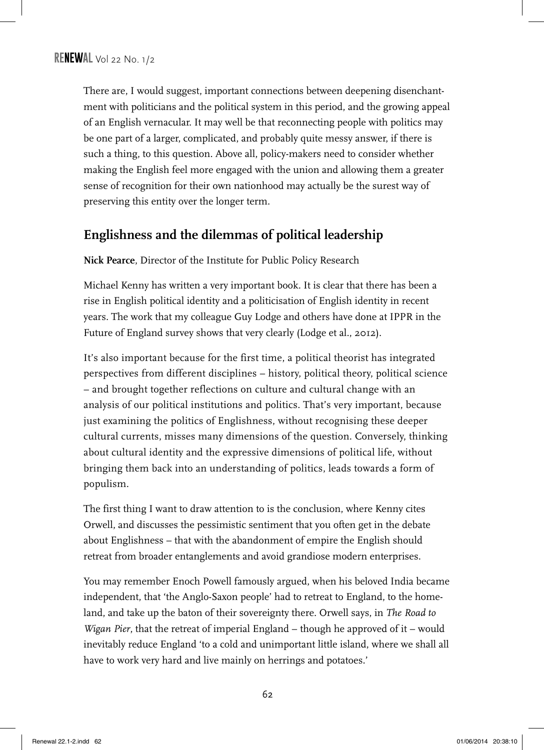There are, I would suggest, important connections between deepening disenchantment with politicians and the political system in this period, and the growing appeal of an English vernacular. It may well be that reconnecting people with politics may be one part of a larger, complicated, and probably quite messy answer, if there is such a thing, to this question. Above all, policy-makers need to consider whether making the English feel more engaged with the union and allowing them a greater sense of recognition for their own nationhood may actually be the surest way of preserving this entity over the longer term.

## Englishness and the dilemmas of political leadership

**Nick Pearce**, Director of the Institute for Public Policy Research

Michael Kenny has written a very important book. It is clear that there has been a rise in English political identity and a politicisation of English identity in recent years. The work that my colleague Guy Lodge and others have done at IPPR in the Future of England survey shows that very clearly (Lodge et al., 2012).

It's also important because for the first time, a political theorist has integrated perspectives from different disciplines – history, political theory, political science – and brought together reflections on culture and cultural change with an analysis of our political institutions and politics. That's very important, because just examining the politics of Englishness, without recognising these deeper cultural currents, misses many dimensions of the question. Conversely, thinking about cultural identity and the expressive dimensions of political life, without bringing them back into an understanding of politics, leads towards a form of populism.

The first thing I want to draw attention to is the conclusion, where Kenny cites Orwell, and discusses the pessimistic sentiment that you often get in the debate about Englishness – that with the abandonment of empire the English should retreat from broader entanglements and avoid grandiose modern enterprises.

You may remember Enoch Powell famously argued, when his beloved India became independent, that 'the Anglo-Saxon people' had to retreat to England, to the homeland, and take up the baton of their sovereignty there. Orwell says, in *The Road to Wigan Pier*, that the retreat of imperial England – though he approved of it – would inevitably reduce England 'to a cold and unimportant little island, where we shall all have to work very hard and live mainly on herrings and potatoes.'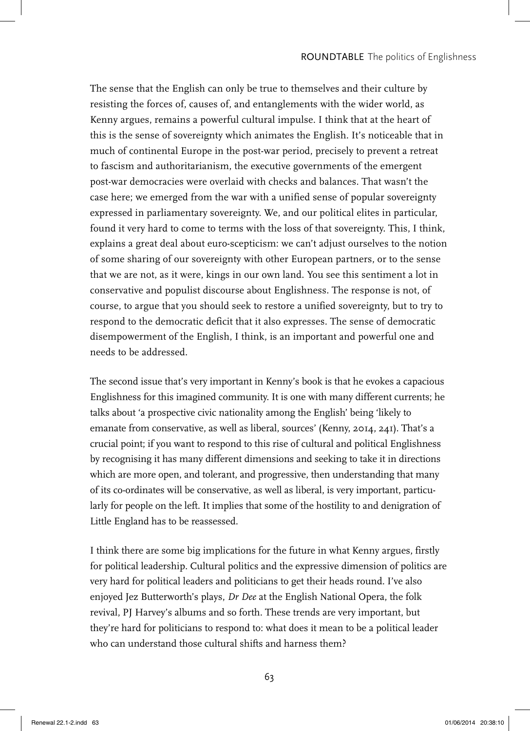The sense that the English can only be true to themselves and their culture by resisting the forces of, causes of, and entanglements with the wider world, as Kenny argues, remains a powerful cultural impulse. I think that at the heart of this is the sense of sovereignty which animates the English. It's noticeable that in much of continental Europe in the post-war period, precisely to prevent a retreat to fascism and authoritarianism, the executive governments of the emergent post-war democracies were overlaid with checks and balances. That wasn't the case here; we emerged from the war with a unified sense of popular sovereignty expressed in parliamentary sovereignty. We, and our political elites in particular, found it very hard to come to terms with the loss of that sovereignty. This, I think, explains a great deal about euro-scepticism: we can't adjust ourselves to the notion of some sharing of our sovereignty with other European partners, or to the sense that we are not, as it were, kings in our own land. You see this sentiment a lot in conservative and populist discourse about Englishness. The response is not, of course, to argue that you should seek to restore a unified sovereignty, but to try to respond to the democratic deficit that it also expresses. The sense of democratic disempowerment of the English, I think, is an important and powerful one and needs to be addressed.

The second issue that's very important in Kenny's book is that he evokes a capacious Englishness for this imagined community. It is one with many different currents; he talks about 'a prospective civic nationality among the English' being 'likely to emanate from conservative, as well as liberal, sources' (Kenny, 2014, 241). That's a crucial point; if you want to respond to this rise of cultural and political Englishness by recognising it has many different dimensions and seeking to take it in directions which are more open, and tolerant, and progressive, then understanding that many of its co-ordinates will be conservative, as well as liberal, is very important, particularly for people on the left. It implies that some of the hostility to and denigration of Little England has to be reassessed.

I think there are some big implications for the future in what Kenny argues, firstly for political leadership. Cultural politics and the expressive dimension of politics are very hard for political leaders and politicians to get their heads round. I've also enjoyed Jez Butterworth's plays, *Dr Dee* at the English National Opera, the folk revival, PJ Harvey's albums and so forth. These trends are very important, but they're hard for politicians to respond to: what does it mean to be a political leader who can understand those cultural shifts and harness them?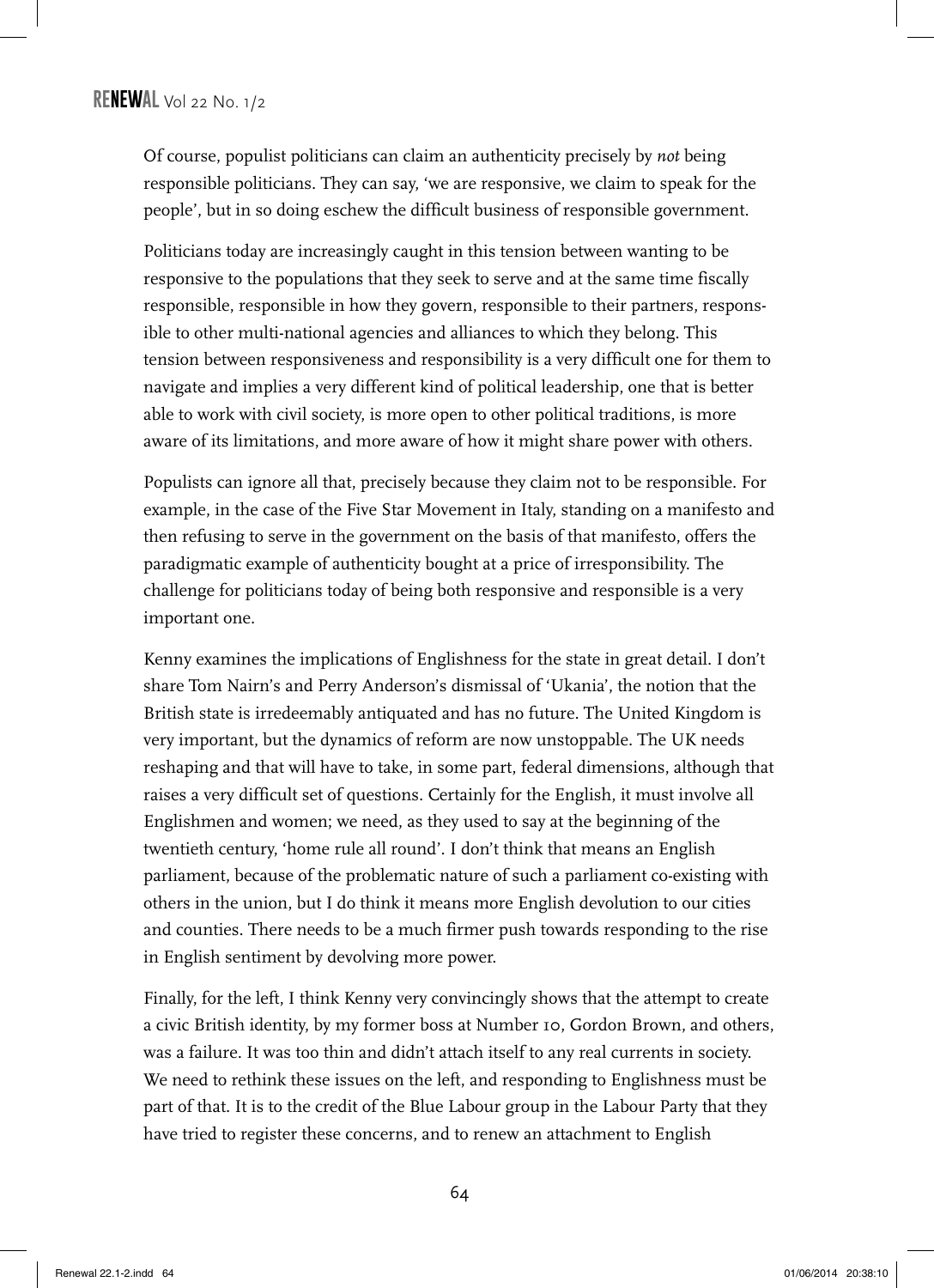Of course, populist politicians can claim an authenticity precisely by *not* being responsible politicians. They can say, 'we are responsive, we claim to speak for the people', but in so doing eschew the difficult business of responsible government.

Politicians today are increasingly caught in this tension between wanting to be responsive to the populations that they seek to serve and at the same time fiscally responsible, responsible in how they govern, responsible to their partners, responsible to other multi-national agencies and alliances to which they belong. This tension between responsiveness and responsibility is a very difficult one for them to navigate and implies a very different kind of political leadership, one that is better able to work with civil society, is more open to other political traditions, is more aware of its limitations, and more aware of how it might share power with others.

Populists can ignore all that, precisely because they claim not to be responsible. For example, in the case of the Five Star Movement in Italy, standing on a manifesto and then refusing to serve in the government on the basis of that manifesto, offers the paradigmatic example of authenticity bought at a price of irresponsibility. The challenge for politicians today of being both responsive and responsible is a very important one.

Kenny examines the implications of Englishness for the state in great detail. I don't share Tom Nairn's and Perry Anderson's dismissal of 'Ukania', the notion that the British state is irredeemably antiquated and has no future. The United Kingdom is very important, but the dynamics of reform are now unstoppable. The UK needs reshaping and that will have to take, in some part, federal dimensions, although that raises a very difficult set of questions. Certainly for the English, it must involve all Englishmen and women; we need, as they used to say at the beginning of the twentieth century, 'home rule all round'. I don't think that means an English parliament, because of the problematic nature of such a parliament co-existing with others in the union, but I do think it means more English devolution to our cities and counties. There needs to be a much firmer push towards responding to the rise in English sentiment by devolving more power.

Finally, for the left, I think Kenny very convincingly shows that the attempt to create a civic British identity, by my former boss at Number 10, Gordon Brown, and others, was a failure. It was too thin and didn't attach itself to any real currents in society. We need to rethink these issues on the left, and responding to Englishness must be part of that. It is to the credit of the Blue Labour group in the Labour Party that they have tried to register these concerns, and to renew an attachment to English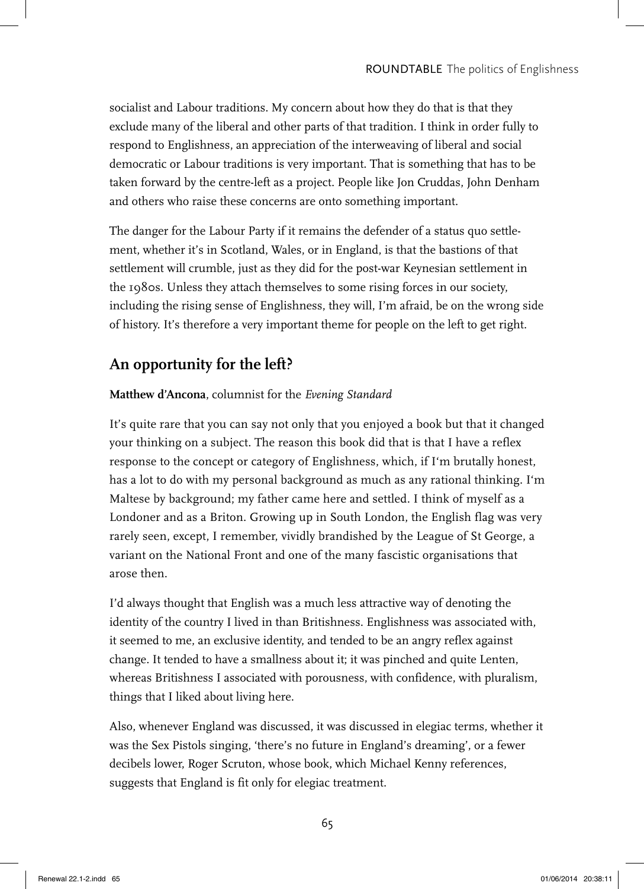socialist and Labour traditions. My concern about how they do that is that they exclude many of the liberal and other parts of that tradition. I think in order fully to respond to Englishness, an appreciation of the interweaving of liberal and social democratic or Labour traditions is very important. That is something that has to be taken forward by the centre-left as a project. People like Jon Cruddas, John Denham and others who raise these concerns are onto something important.

The danger for the Labour Party if it remains the defender of a status quo settlement, whether it's in Scotland, Wales, or in England, is that the bastions of that settlement will crumble, just as they did for the post-war Keynesian settlement in the 1980s. Unless they attach themselves to some rising forces in our society, including the rising sense of Englishness, they will, I'm afraid, be on the wrong side of history. It's therefore a very important theme for people on the left to get right.

## An opportunity for the left?

**Matthew d'Ancona**, columnist for the *Evening Standard*

It's quite rare that you can say not only that you enjoyed a book but that it changed your thinking on a subject. The reason this book did that is that I have a reflex response to the concept or category of Englishness, which, if I'm brutally honest, has a lot to do with my personal background as much as any rational thinking. I'm Maltese by background; my father came here and settled. I think of myself as a Londoner and as a Briton. Growing up in South London, the English flag was very rarely seen, except, I remember, vividly brandished by the League of St George, a variant on the National Front and one of the many fascistic organisations that arose then.

I'd always thought that English was a much less attractive way of denoting the identity of the country I lived in than Britishness. Englishness was associated with, it seemed to me, an exclusive identity, and tended to be an angry reflex against change. It tended to have a smallness about it; it was pinched and quite Lenten, whereas Britishness I associated with porousness, with confidence, with pluralism, things that I liked about living here.

Also, whenever England was discussed, it was discussed in elegiac terms, whether it was the Sex Pistols singing, 'there's no future in England's dreaming', or a fewer decibels lower, Roger Scruton, whose book, which Michael Kenny references, suggests that England is fit only for elegiac treatment.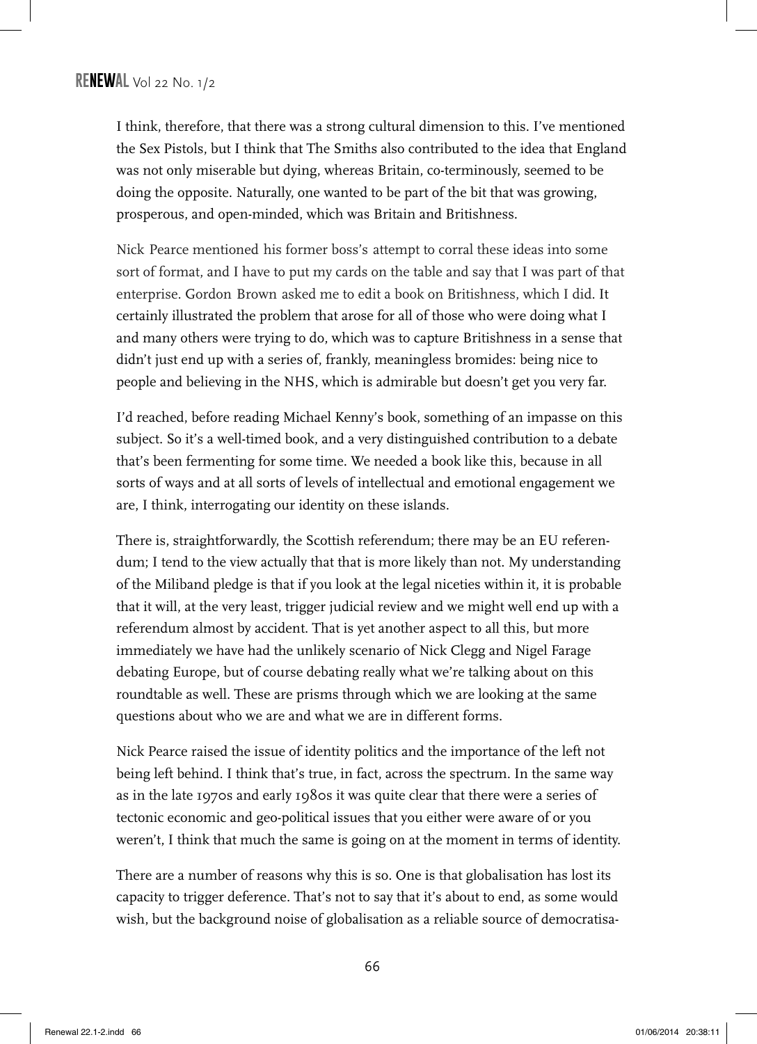I think, therefore, that there was a strong cultural dimension to this. I've mentioned the Sex Pistols, but I think that The Smiths also contributed to the idea that England was not only miserable but dying, whereas Britain, co-terminously, seemed to be doing the opposite. Naturally, one wanted to be part of the bit that was growing, prosperous, and open-minded, which was Britain and Britishness.

Nick Pearce mentioned his former boss's attempt to corral these ideas into some sort of format, and I have to put my cards on the table and say that I was part of that enterprise. Gordon Brown asked me to edit a book on Britishness, which I did. It certainly illustrated the problem that arose for all of those who were doing what I and many others were trying to do, which was to capture Britishness in a sense that didn't just end up with a series of, frankly, meaningless bromides: being nice to people and believing in the NHS, which is admirable but doesn't get you very far.

I'd reached, before reading Michael Kenny's book, something of an impasse on this subject. So it's a well-timed book, and a very distinguished contribution to a debate that's been fermenting for some time. We needed a book like this, because in all sorts of ways and at all sorts of levels of intellectual and emotional engagement we are, I think, interrogating our identity on these islands.

There is, straightforwardly, the Scottish referendum; there may be an EU referendum; I tend to the view actually that that is more likely than not. My understanding of the Miliband pledge is that if you look at the legal niceties within it, it is probable that it will, at the very least, trigger judicial review and we might well end up with a referendum almost by accident. That is yet another aspect to all this, but more immediately we have had the unlikely scenario of Nick Clegg and Nigel Farage debating Europe, but of course debating really what we're talking about on this roundtable as well. These are prisms through which we are looking at the same questions about who we are and what we are in different forms.

Nick Pearce raised the issue of identity politics and the importance of the left not being left behind. I think that's true, in fact, across the spectrum. In the same way as in the late 1970s and early 1980s it was quite clear that there were a series of tectonic economic and geo-political issues that you either were aware of or you weren't, I think that much the same is going on at the moment in terms of identity.

There are a number of reasons why this is so. One is that globalisation has lost its capacity to trigger deference. That's not to say that it's about to end, as some would wish, but the background noise of globalisation as a reliable source of democratisa-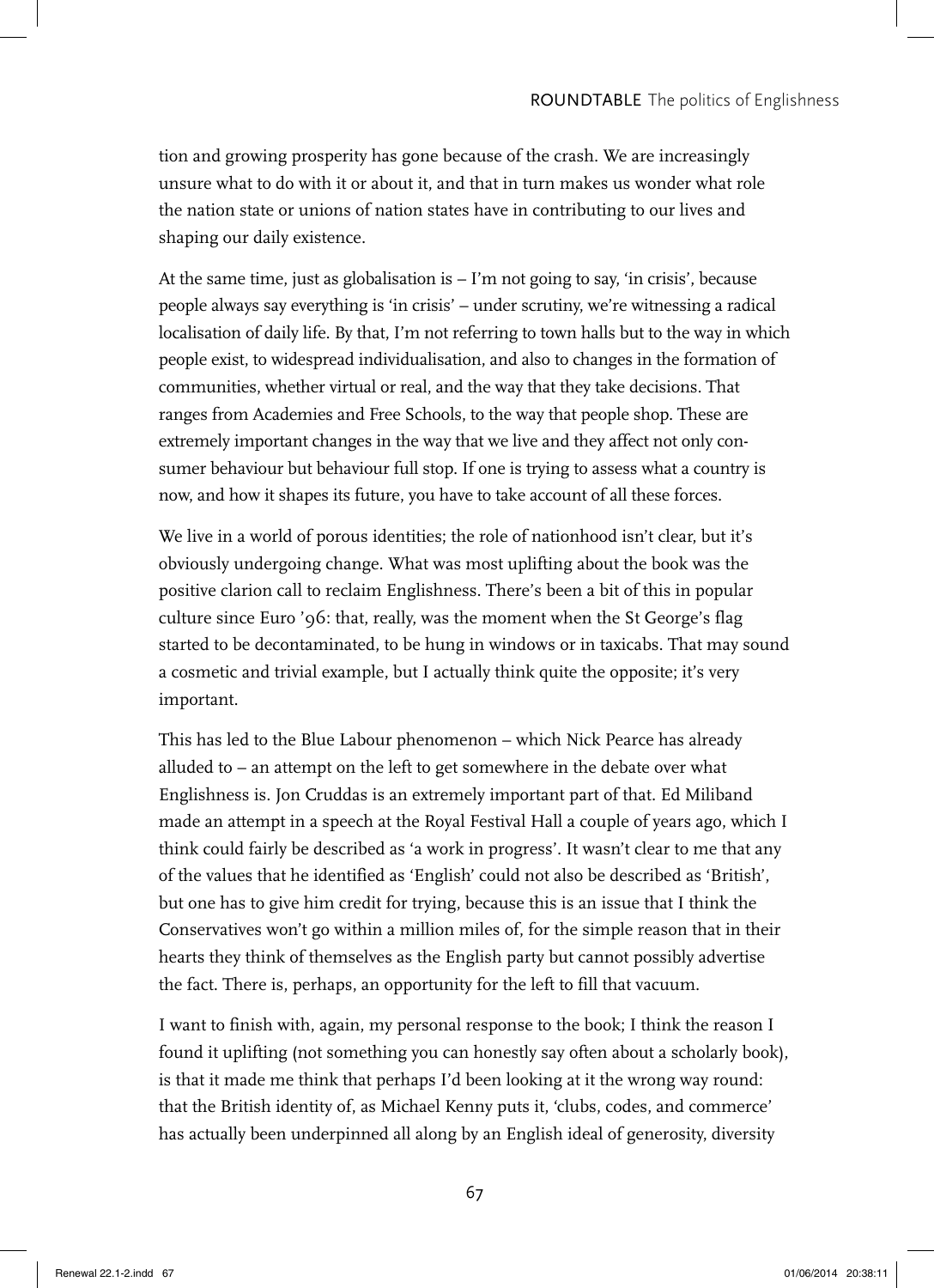tion and growing prosperity has gone because of the crash. We are increasingly unsure what to do with it or about it, and that in turn makes us wonder what role the nation state or unions of nation states have in contributing to our lives and shaping our daily existence.

At the same time, just as globalisation is – I'm not going to say, 'in crisis', because people always say everything is 'in crisis' – under scrutiny, we're witnessing a radical localisation of daily life. By that, I'm not referring to town halls but to the way in which people exist, to widespread individualisation, and also to changes in the formation of communities, whether virtual or real, and the way that they take decisions. That ranges from Academies and Free Schools, to the way that people shop. These are extremely important changes in the way that we live and they affect not only consumer behaviour but behaviour full stop. If one is trying to assess what a country is now, and how it shapes its future, you have to take account of all these forces.

We live in a world of porous identities; the role of nationhood isn't clear, but it's obviously undergoing change. What was most uplifting about the book was the positive clarion call to reclaim Englishness. There's been a bit of this in popular culture since Euro '96: that, really, was the moment when the St George's flag started to be decontaminated, to be hung in windows or in taxicabs. That may sound a cosmetic and trivial example, but I actually think quite the opposite; it's very important.

This has led to the Blue Labour phenomenon – which Nick Pearce has already alluded to – an attempt on the left to get somewhere in the debate over what Englishness is. Jon Cruddas is an extremely important part of that. Ed Miliband made an attempt in a speech at the Royal Festival Hall a couple of years ago, which I think could fairly be described as 'a work in progress'. It wasn't clear to me that any of the values that he identified as 'English' could not also be described as 'British', but one has to give him credit for trying, because this is an issue that I think the Conservatives won't go within a million miles of, for the simple reason that in their hearts they think of themselves as the English party but cannot possibly advertise the fact. There is, perhaps, an opportunity for the left to fill that vacuum.

I want to finish with, again, my personal response to the book; I think the reason I found it uplifting (not something you can honestly say often about a scholarly book), is that it made me think that perhaps I'd been looking at it the wrong way round: that the British identity of, as Michael Kenny puts it, 'clubs, codes, and commerce' has actually been underpinned all along by an English ideal of generosity, diversity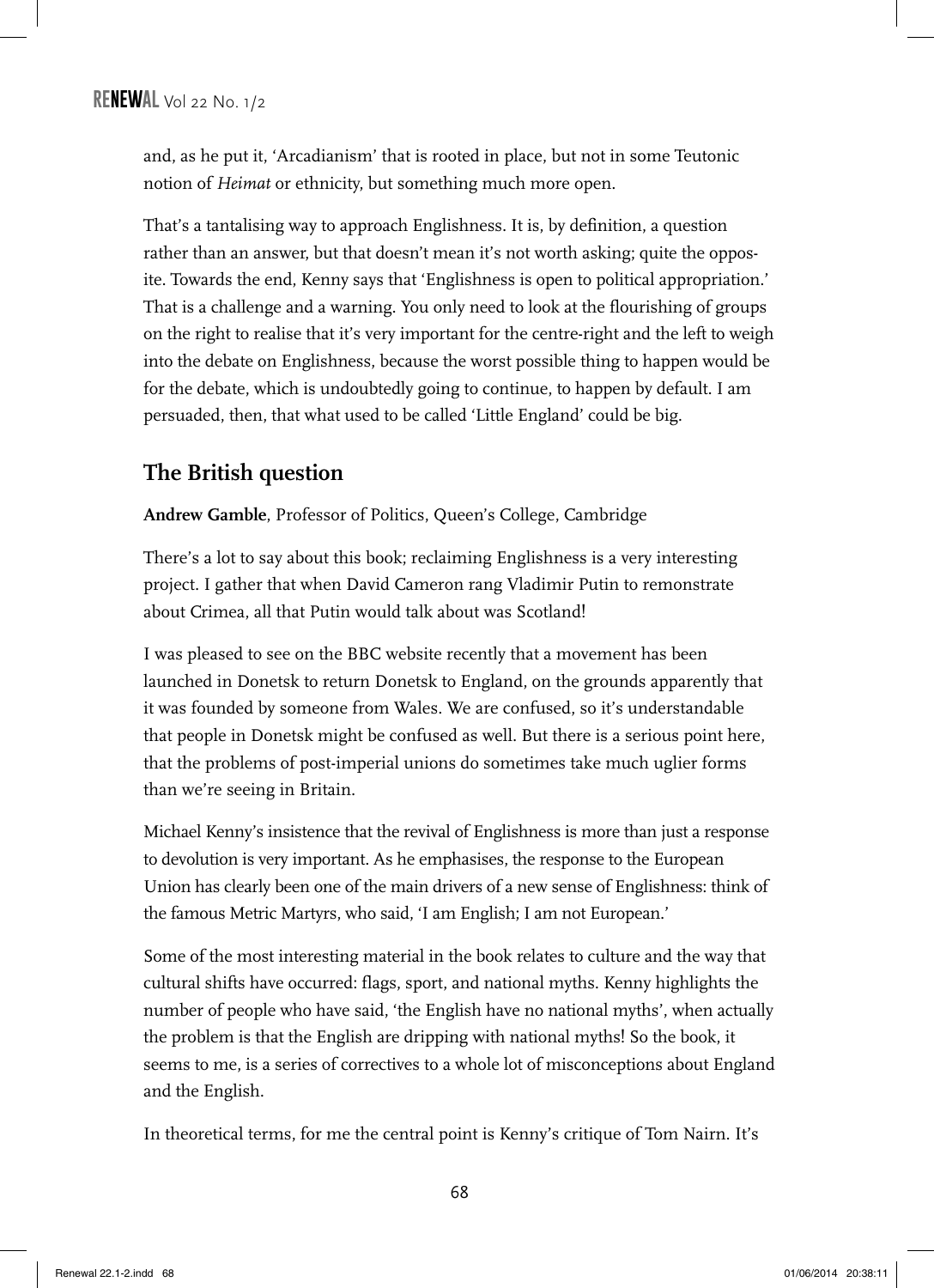and, as he put it, 'Arcadianism' that is rooted in place, but not in some Teutonic notion of *Heimat* or ethnicity, but something much more open.

That's a tantalising way to approach Englishness. It is, by definition, a question rather than an answer, but that doesn't mean it's not worth asking; quite the opposite. Towards the end, Kenny says that 'Englishness is open to political appropriation.' That is a challenge and a warning. You only need to look at the flourishing of groups on the right to realise that it's very important for the centre-right and the left to weigh into the debate on Englishness, because the worst possible thing to happen would be for the debate, which is undoubtedly going to continue, to happen by default. I am persuaded, then, that what used to be called 'Little England' could be big.

## The British question

**Andrew Gamble**, Professor of Politics, Queen's College, Cambridge

There's a lot to say about this book; reclaiming Englishness is a very interesting project. I gather that when David Cameron rang Vladimir Putin to remonstrate about Crimea, all that Putin would talk about was Scotland!

I was pleased to see on the BBC website recently that a movement has been launched in Donetsk to return Donetsk to England, on the grounds apparently that it was founded by someone from Wales. We are confused, so it's understandable that people in Donetsk might be confused as well. But there is a serious point here, that the problems of post-imperial unions do sometimes take much uglier forms than we're seeing in Britain.

Michael Kenny's insistence that the revival of Englishness is more than just a response to devolution is very important. As he emphasises, the response to the European Union has clearly been one of the main drivers of a new sense of Englishness: think of the famous Metric Martyrs, who said, 'I am English; I am not European.'

Some of the most interesting material in the book relates to culture and the way that cultural shifts have occurred: flags, sport, and national myths. Kenny highlights the number of people who have said, 'the English have no national myths', when actually the problem is that the English are dripping with national myths! So the book, it seems to me, is a series of correctives to a whole lot of misconceptions about England and the English.

In theoretical terms, for me the central point is Kenny's critique of Tom Nairn. It's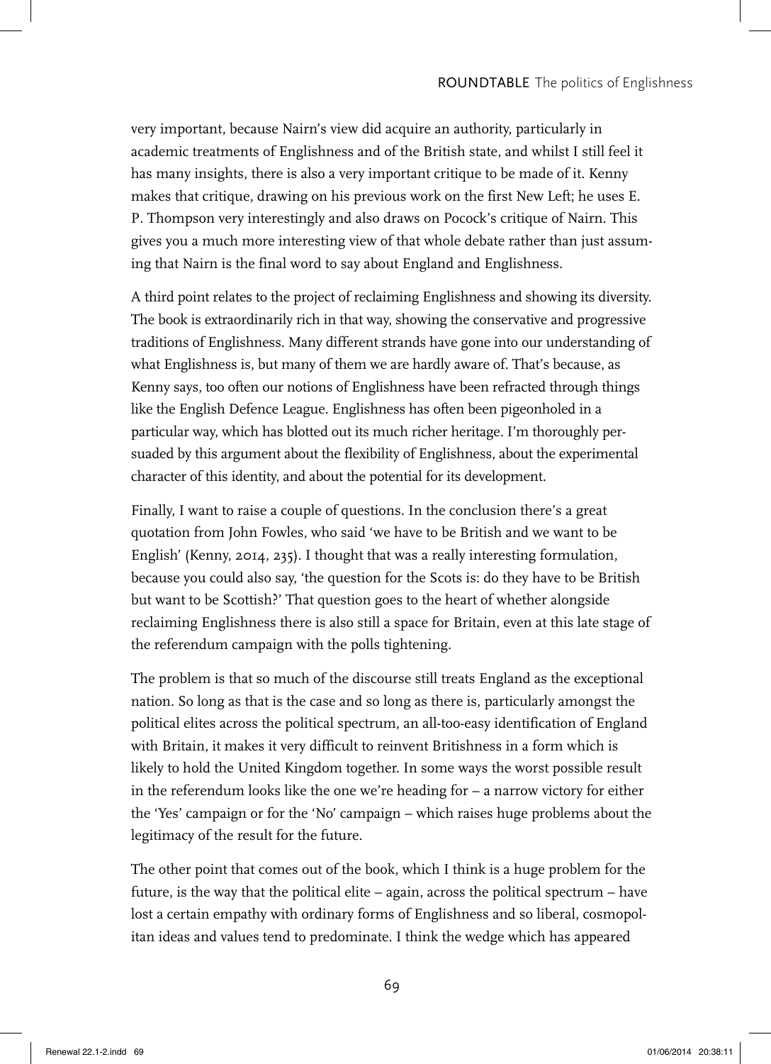very important, because Nairn's view did acquire an authority, particularly in academic treatments of Englishness and of the British state, and whilst I still feel it has many insights, there is also a very important critique to be made of it. Kenny makes that critique, drawing on his previous work on the first New Left; he uses E. P. Thompson very interestingly and also draws on Pocock's critique of Nairn. This gives you a much more interesting view of that whole debate rather than just assuming that Nairn is the final word to say about England and Englishness.

A third point relates to the project of reclaiming Englishness and showing its diversity. The book is extraordinarily rich in that way, showing the conservative and progressive traditions of Englishness. Many different strands have gone into our understanding of what Englishness is, but many of them we are hardly aware of. That's because, as Kenny says, too often our notions of Englishness have been refracted through things like the English Defence League. Englishness has often been pigeonholed in a particular way, which has blotted out its much richer heritage. I'm thoroughly persuaded by this argument about the flexibility of Englishness, about the experimental character of this identity, and about the potential for its development.

Finally, I want to raise a couple of questions. In the conclusion there's a great quotation from John Fowles, who said 'we have to be British and we want to be English' (Kenny, 2014, 235). I thought that was a really interesting formulation, because you could also say, 'the question for the Scots is: do they have to be British but want to be Scottish?' That question goes to the heart of whether alongside reclaiming Englishness there is also still a space for Britain, even at this late stage of the referendum campaign with the polls tightening.

The problem is that so much of the discourse still treats England as the exceptional nation. So long as that is the case and so long as there is, particularly amongst the political elites across the political spectrum, an all-too-easy identification of England with Britain, it makes it very difficult to reinvent Britishness in a form which is likely to hold the United Kingdom together. In some ways the worst possible result in the referendum looks like the one we're heading for – a narrow victory for either the 'Yes' campaign or for the 'No' campaign – which raises huge problems about the legitimacy of the result for the future.

The other point that comes out of the book, which I think is a huge problem for the future, is the way that the political elite – again, across the political spectrum – have lost a certain empathy with ordinary forms of Englishness and so liberal, cosmopolitan ideas and values tend to predominate. I think the wedge which has appeared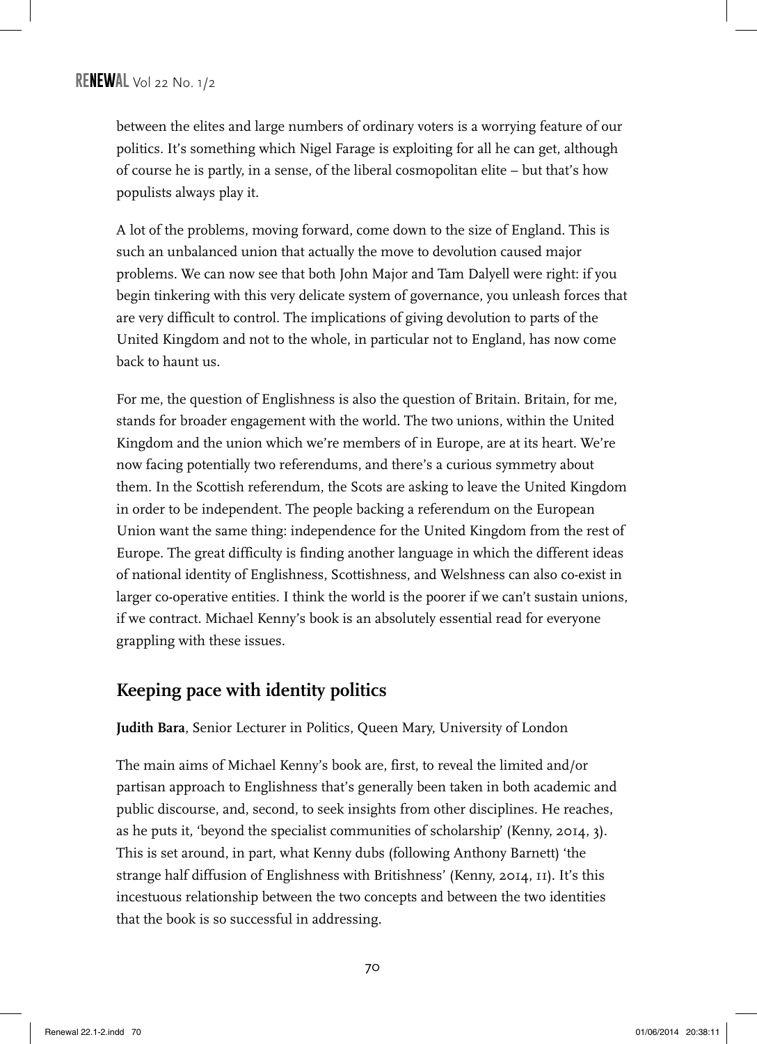between the elites and large numbers of ordinary voters is a worrying feature of our politics. It's something which Nigel Farage is exploiting for all he can get, although of course he is partly, in a sense, of the liberal cosmopolitan elite – but that's how populists always play it.

A lot of the problems, moving forward, come down to the size of England. This is such an unbalanced union that actually the move to devolution caused major problems. We can now see that both John Major and Tam Dalyell were right: if you begin tinkering with this very delicate system of governance, you unleash forces that are very difficult to control. The implications of giving devolution to parts of the United Kingdom and not to the whole, in particular not to England, has now come back to haunt us.

For me, the question of Englishness is also the question of Britain. Britain, for me, stands for broader engagement with the world. The two unions, within the United Kingdom and the union which we're members of in Europe, are at its heart. We're now facing potentially two referendums, and there's a curious symmetry about them. In the Scottish referendum, the Scots are asking to leave the United Kingdom in order to be independent. The people backing a referendum on the European Union want the same thing: independence for the United Kingdom from the rest of Europe. The great difficulty is finding another language in which the different ideas of national identity of Englishness, Scottishness, and Welshness can also co-exist in larger co-operative entities. I think the world is the poorer if we can't sustain unions, if we contract. Michael Kenny's book is an absolutely essential read for everyone grappling with these issues.

## Keeping pace with identity politics

**Judith Bara**, Senior Lecturer in Politics, Queen Mary, University of London

The main aims of Michael Kenny's book are, first, to reveal the limited and/or partisan approach to Englishness that's generally been taken in both academic and public discourse, and, second, to seek insights from other disciplines. He reaches, as he puts it, 'beyond the specialist communities of scholarship' (Kenny, 2014, 3). This is set around, in part, what Kenny dubs (following Anthony Barnett) 'the strange half diffusion of Englishness with Britishness' (Kenny, 2014, 11). It's this incestuous relationship between the two concepts and between the two identities that the book is so successful in addressing.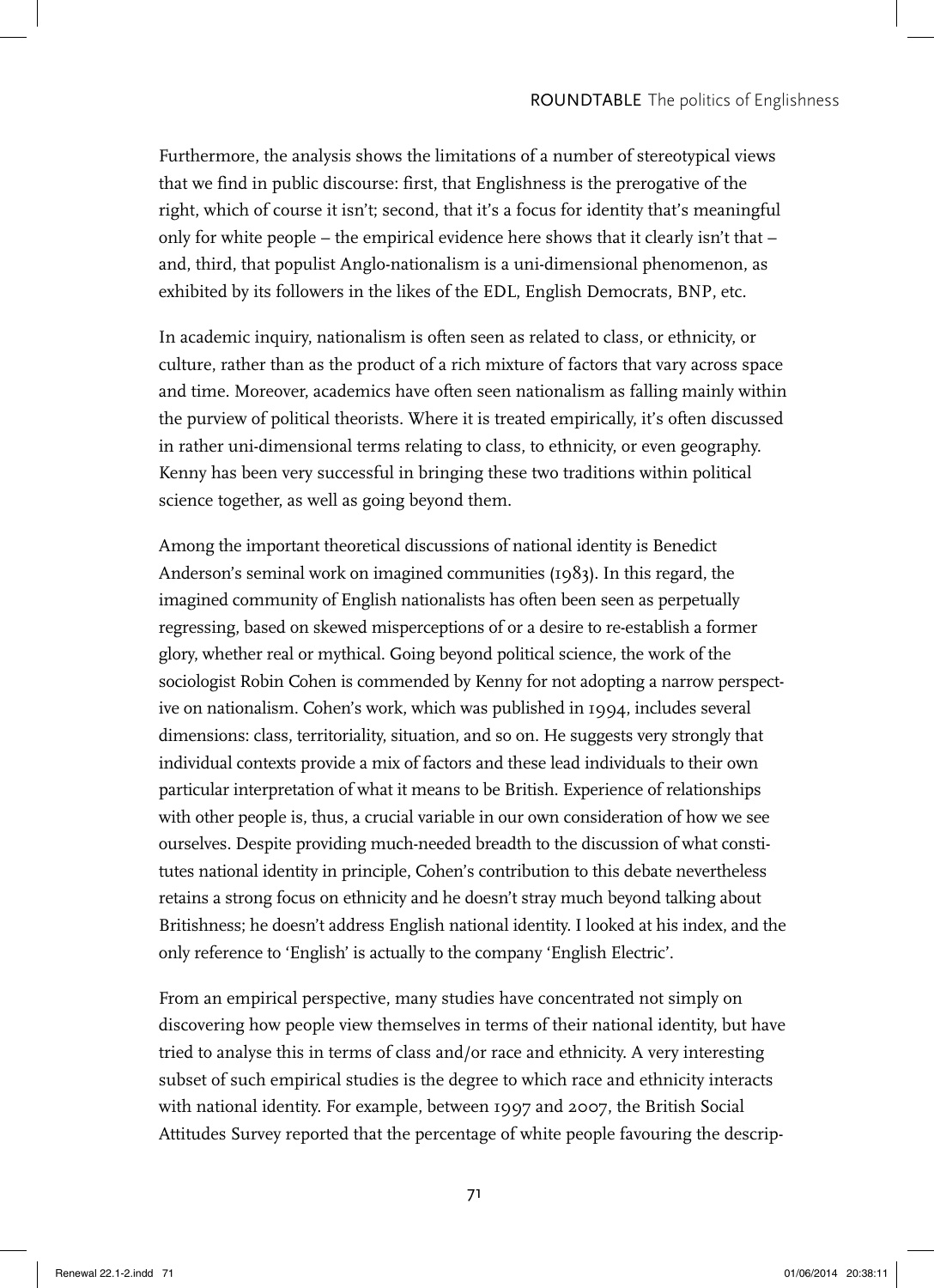Furthermore, the analysis shows the limitations of a number of stereotypical views that we find in public discourse: first, that Englishness is the prerogative of the right, which of course it isn't; second, that it's a focus for identity that's meaningful only for white people – the empirical evidence here shows that it clearly isn't that – and, third, that populist Anglo-nationalism is a uni-dimensional phenomenon, as exhibited by its followers in the likes of the EDL, English Democrats, BNP, etc.

In academic inquiry, nationalism is often seen as related to class, or ethnicity, or culture, rather than as the product of a rich mixture of factors that vary across space and time. Moreover, academics have often seen nationalism as falling mainly within the purview of political theorists. Where it is treated empirically, it's often discussed in rather uni-dimensional terms relating to class, to ethnicity, or even geography. Kenny has been very successful in bringing these two traditions within political science together, as well as going beyond them.

Among the important theoretical discussions of national identity is Benedict Anderson's seminal work on imagined communities (1983). In this regard, the imagined community of English nationalists has often been seen as perpetually regressing, based on skewed misperceptions of or a desire to re-establish a former glory, whether real or mythical. Going beyond political science, the work of the sociologist Robin Cohen is commended by Kenny for not adopting a narrow perspective on nationalism. Cohen's work, which was published in 1994, includes several dimensions: class, territoriality, situation, and so on. He suggests very strongly that individual contexts provide a mix of factors and these lead individuals to their own particular interpretation of what it means to be British. Experience of relationships with other people is, thus, a crucial variable in our own consideration of how we see ourselves. Despite providing much-needed breadth to the discussion of what constitutes national identity in principle, Cohen's contribution to this debate nevertheless retains a strong focus on ethnicity and he doesn't stray much beyond talking about Britishness; he doesn't address English national identity. I looked at his index, and the only reference to 'English' is actually to the company 'English Electric'.

From an empirical perspective, many studies have concentrated not simply on discovering how people view themselves in terms of their national identity, but have tried to analyse this in terms of class and/or race and ethnicity. A very interesting subset of such empirical studies is the degree to which race and ethnicity interacts with national identity. For example, between 1997 and 2007, the British Social Attitudes Survey reported that the percentage of white people favouring the descrip-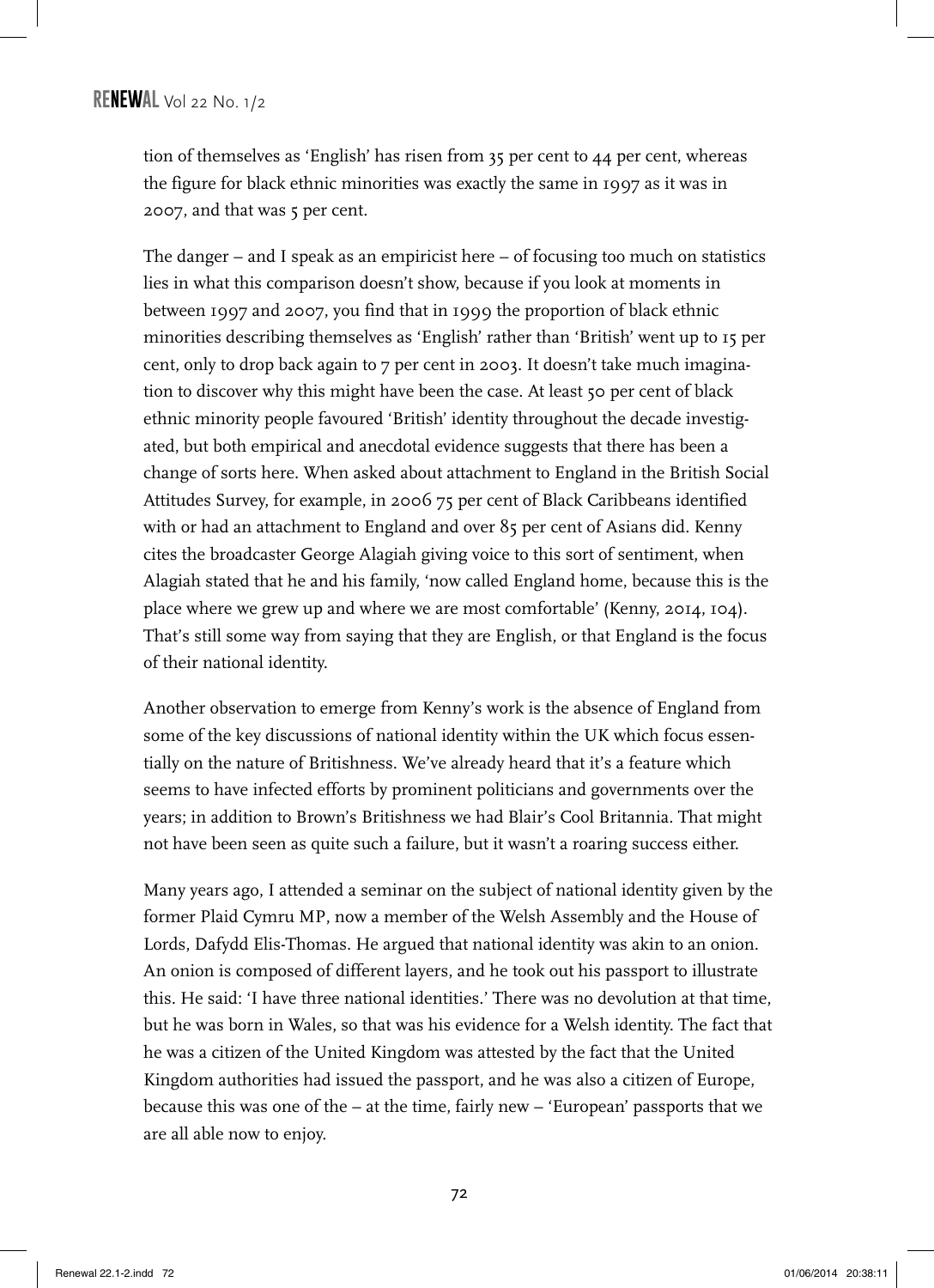tion of themselves as 'English' has risen from 35 per cent to 44 per cent, whereas the figure for black ethnic minorities was exactly the same in 1997 as it was in 2007, and that was 5 per cent.

The danger – and I speak as an empiricist here – of focusing too much on statistics lies in what this comparison doesn't show, because if you look at moments in between 1997 and 2007, you find that in 1999 the proportion of black ethnic minorities describing themselves as 'English' rather than 'British' went up to 15 per cent, only to drop back again to 7 per cent in 2003. It doesn't take much imagination to discover why this might have been the case. At least 50 per cent of black ethnic minority people favoured 'British' identity throughout the decade investigated, but both empirical and anecdotal evidence suggests that there has been a change of sorts here. When asked about attachment to England in the British Social Attitudes Survey, for example, in 2006 75 per cent of Black Caribbeans identified with or had an attachment to England and over 85 per cent of Asians did. Kenny cites the broadcaster George Alagiah giving voice to this sort of sentiment, when Alagiah stated that he and his family, 'now called England home, because this is the place where we grew up and where we are most comfortable' (Kenny, 2014, 104). That's still some way from saying that they are English, or that England is the focus of their national identity.

Another observation to emerge from Kenny's work is the absence of England from some of the key discussions of national identity within the UK which focus essentially on the nature of Britishness. We've already heard that it's a feature which seems to have infected efforts by prominent politicians and governments over the years; in addition to Brown's Britishness we had Blair's Cool Britannia. That might not have been seen as quite such a failure, but it wasn't a roaring success either.

Many years ago, I attended a seminar on the subject of national identity given by the former Plaid Cymru MP, now a member of the Welsh Assembly and the House of Lords, Dafydd Elis-Thomas. He argued that national identity was akin to an onion. An onion is composed of different layers, and he took out his passport to illustrate this. He said: 'I have three national identities.' There was no devolution at that time, but he was born in Wales, so that was his evidence for a Welsh identity. The fact that he was a citizen of the United Kingdom was attested by the fact that the United Kingdom authorities had issued the passport, and he was also a citizen of Europe, because this was one of the – at the time, fairly new – 'European' passports that we are all able now to enjoy.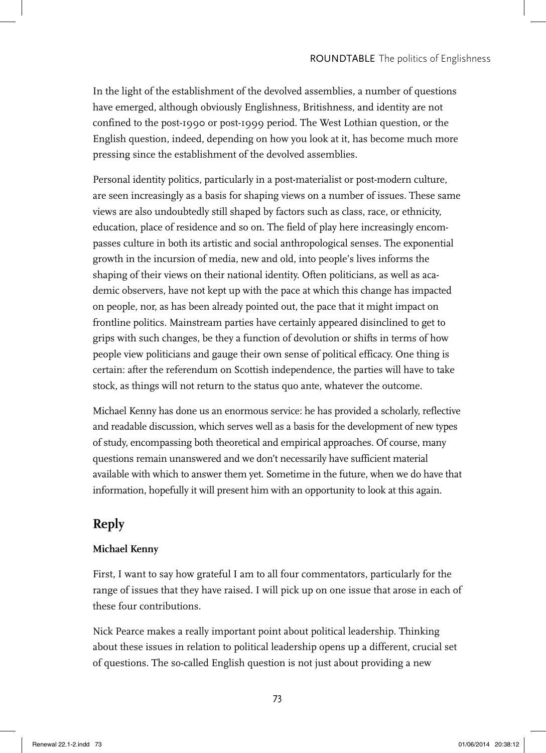In the light of the establishment of the devolved assemblies, a number of questions have emerged, although obviously Englishness, Britishness, and identity are not confined to the post-1990 or post-1999 period. The West Lothian question, or the English question, indeed, depending on how you look at it, has become much more pressing since the establishment of the devolved assemblies.

Personal identity politics, particularly in a post-materialist or post-modern culture, are seen increasingly as a basis for shaping views on a number of issues. These same views are also undoubtedly still shaped by factors such as class, race, or ethnicity, education, place of residence and so on. The field of play here increasingly encompasses culture in both its artistic and social anthropological senses. The exponential growth in the incursion of media, new and old, into people's lives informs the shaping of their views on their national identity. Often politicians, as well as academic observers, have not kept up with the pace at which this change has impacted on people, nor, as has been already pointed out, the pace that it might impact on frontline politics. Mainstream parties have certainly appeared disinclined to get to grips with such changes, be they a function of devolution or shifts in terms of how people view politicians and gauge their own sense of political efficacy. One thing is certain: after the referendum on Scottish independence, the parties will have to take stock, as things will not return to the status quo ante, whatever the outcome.

Michael Kenny has done us an enormous service: he has provided a scholarly, reflective and readable discussion, which serves well as a basis for the development of new types of study, encompassing both theoretical and empirical approaches. Of course, many questions remain unanswered and we don't necessarily have sufficient material available with which to answer them yet. Sometime in the future, when we do have that information, hopefully it will present him with an opportunity to look at this again.

## Reply

**Michael Kenny**

First, I want to say how grateful I am to all four commentators, particularly for the range of issues that they have raised. I will pick up on one issue that arose in each of these four contributions.

Nick Pearce makes a really important point about political leadership. Thinking about these issues in relation to political leadership opens up a different, crucial set of questions. The so-called English question is not just about providing a new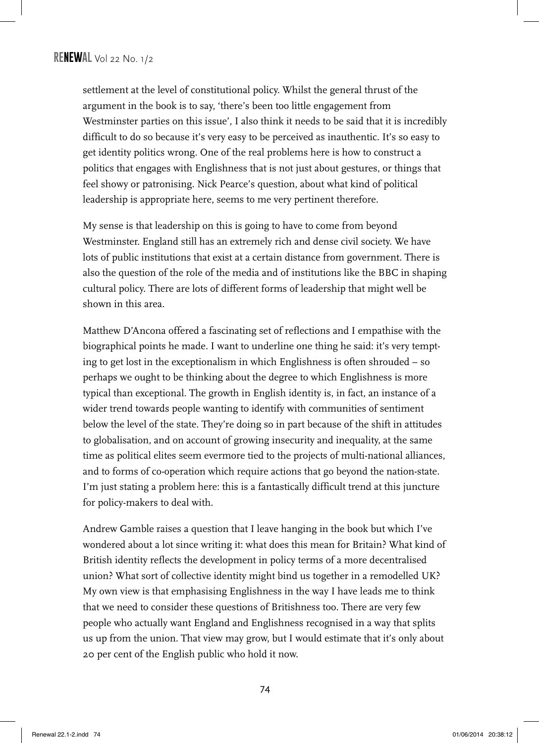settlement at the level of constitutional policy. Whilst the general thrust of the argument in the book is to say, 'there's been too little engagement from Westminster parties on this issue', I also think it needs to be said that it is incredibly difficult to do so because it's very easy to be perceived as inauthentic. It's so easy to get identity politics wrong. One of the real problems here is how to construct a politics that engages with Englishness that is not just about gestures, or things that feel showy or patronising. Nick Pearce's question, about what kind of political leadership is appropriate here, seems to me very pertinent therefore.

My sense is that leadership on this is going to have to come from beyond Westminster. England still has an extremely rich and dense civil society. We have lots of public institutions that exist at a certain distance from government. There is also the question of the role of the media and of institutions like the BBC in shaping cultural policy. There are lots of different forms of leadership that might well be shown in this area.

Matthew D'Ancona offered a fascinating set of reflections and I empathise with the biographical points he made. I want to underline one thing he said: it's very tempting to get lost in the exceptionalism in which Englishness is often shrouded – so perhaps we ought to be thinking about the degree to which Englishness is more typical than exceptional. The growth in English identity is, in fact, an instance of a wider trend towards people wanting to identify with communities of sentiment below the level of the state. They're doing so in part because of the shift in attitudes to globalisation, and on account of growing insecurity and inequality, at the same time as political elites seem evermore tied to the projects of multi-national alliances, and to forms of co-operation which require actions that go beyond the nation-state. I'm just stating a problem here: this is a fantastically difficult trend at this juncture for policy-makers to deal with.

Andrew Gamble raises a question that I leave hanging in the book but which I've wondered about a lot since writing it: what does this mean for Britain? What kind of British identity reflects the development in policy terms of a more decentralised union? What sort of collective identity might bind us together in a remodelled UK? My own view is that emphasising Englishness in the way I have leads me to think that we need to consider these questions of Britishness too. There are very few people who actually want England and Englishness recognised in a way that splits us up from the union. That view may grow, but I would estimate that it's only about 20 per cent of the English public who hold it now.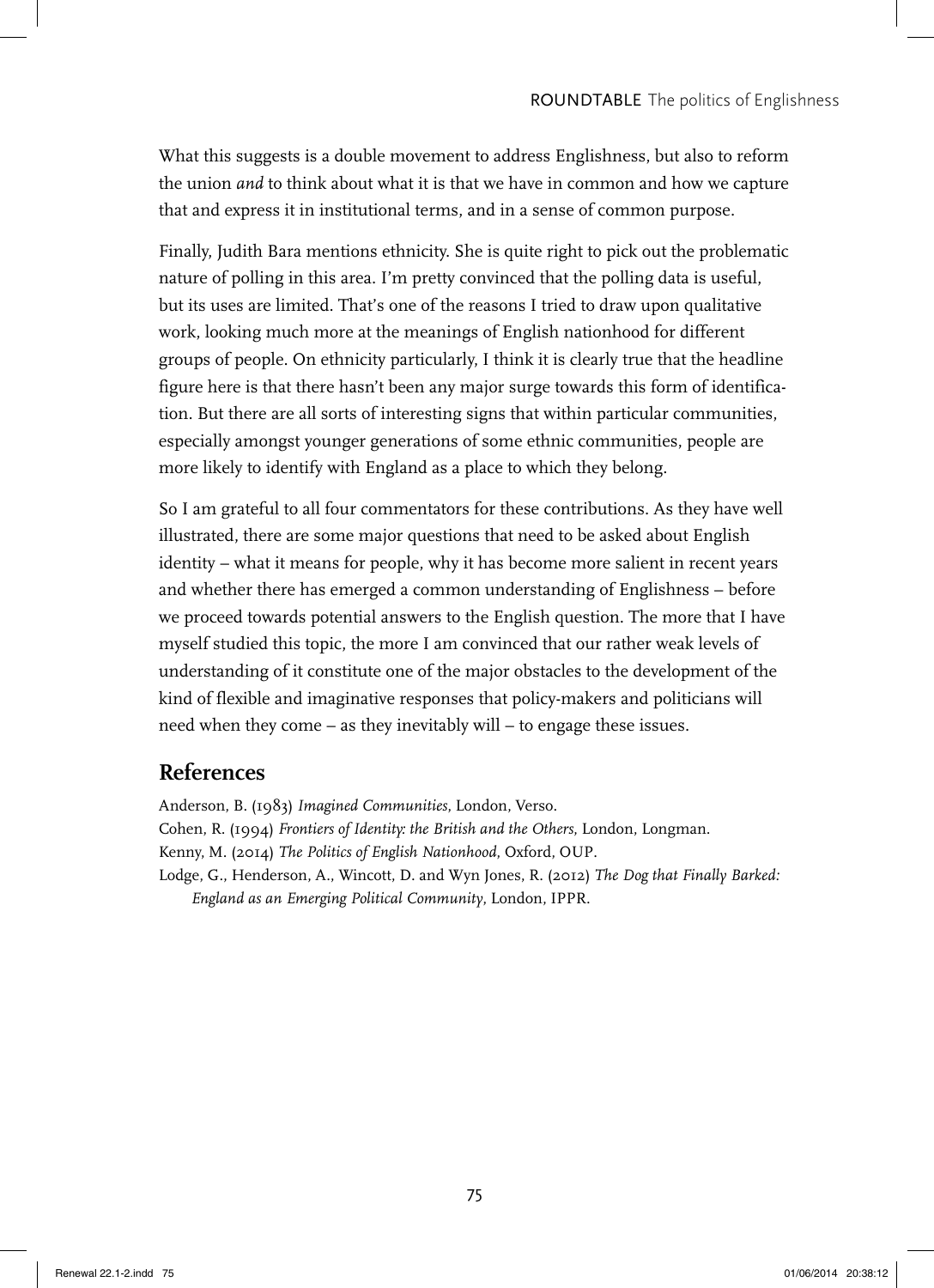What this suggests is a double movement to address Englishness, but also to reform the union *and* to think about what it is that we have in common and how we capture that and express it in institutional terms, and in a sense of common purpose.

Finally, Judith Bara mentions ethnicity. She is quite right to pick out the problematic nature of polling in this area. I'm pretty convinced that the polling data is useful, but its uses are limited. That's one of the reasons I tried to draw upon qualitative work, looking much more at the meanings of English nationhood for different groups of people. On ethnicity particularly, I think it is clearly true that the headline figure here is that there hasn't been any major surge towards this form of identification. But there are all sorts of interesting signs that within particular communities, especially amongst younger generations of some ethnic communities, people are more likely to identify with England as a place to which they belong.

So I am grateful to all four commentators for these contributions. As they have well illustrated, there are some major questions that need to be asked about English identity – what it means for people, why it has become more salient in recent years and whether there has emerged a common understanding of Englishness – before we proceed towards potential answers to the English question. The more that I have myself studied this topic, the more I am convinced that our rather weak levels of understanding of it constitute one of the major obstacles to the development of the kind of flexible and imaginative responses that policy-makers and politicians will need when they come – as they inevitably will – to engage these issues.

## References

Anderson, B. (1983) *Imagined Communities*, London, Verso.

Cohen, R. (1994) *Frontiers of Identity: the British and the Others*, London, Longman.

Kenny, M. (2014) *The Politics of English Nationhood*, Oxford, OUP.

Lodge, G., Henderson, A., Wincott, D. and Wyn Jones, R. (2012) *The Dog that Finally Barked: England as an Emerging Political Community*, London, IPPR.